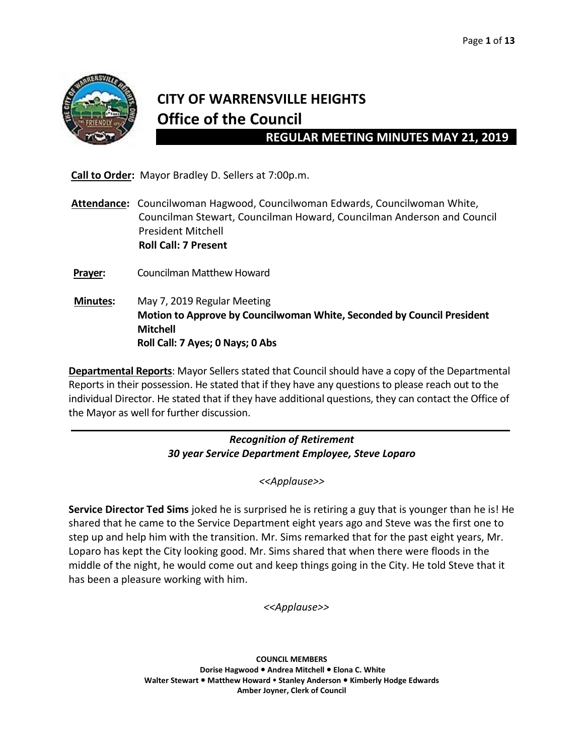# CITY OF WARRENSVILLE HEIGHTS
## Office of the Council
### REGULAR MEETING MINUTES MAY 21, 2019

**Call to Order:** Mayor Bradley D. Sellers at 7:00p.m.

**Attendance:** Councilwoman Hagwood, Councilwoman Edwards, Councilwoman White, Councilman Stewart, Councilman Howard, Councilman Anderson and Council President Mitchell
**Roll Call: 7 Present**

**Prayer:** Councilman Matthew Howard

**Minutes:** May 7, 2019 Regular Meeting
**Motion to Approve by Councilwoman White, Seconded by Council President Mitchell**
**Roll Call: 7 Ayes; 0 Nays; 0 Abs**

**Departmental Reports**: Mayor Sellers stated that Council should have a copy of the Departmental Reports in their possession. He stated that if they have any questions to please reach out to the individual Director. He stated that if they have additional questions, they can contact the Office of the Mayor as well for further discussion.

---

***Recognition of Retirement***
***30 year Service Department Employee, Steve Loparo***

*<<Applause>>*

**Service Director Ted Sims** joked he is surprised he is retiring a guy that is younger than he is! He shared that he came to the Service Department eight years ago and Steve was the first one to step up and help him with the transition. Mr. Sims remarked that for the past eight years, Mr. Loparo has kept the City looking good. Mr. Sims shared that when there were floods in the middle of the night, he would come out and keep things going in the City. He told Steve that it has been a pleasure working with him.

*<<Applause>>*

**COUNCIL MEMBERS**
**Dorise Hagwood • Andrea Mitchell • Elona C. White**
**Walter Stewart • Matthew Howard • Stanley Anderson • Kimberly Hodge Edwards**
**Amber Joyner, Clerk of Council**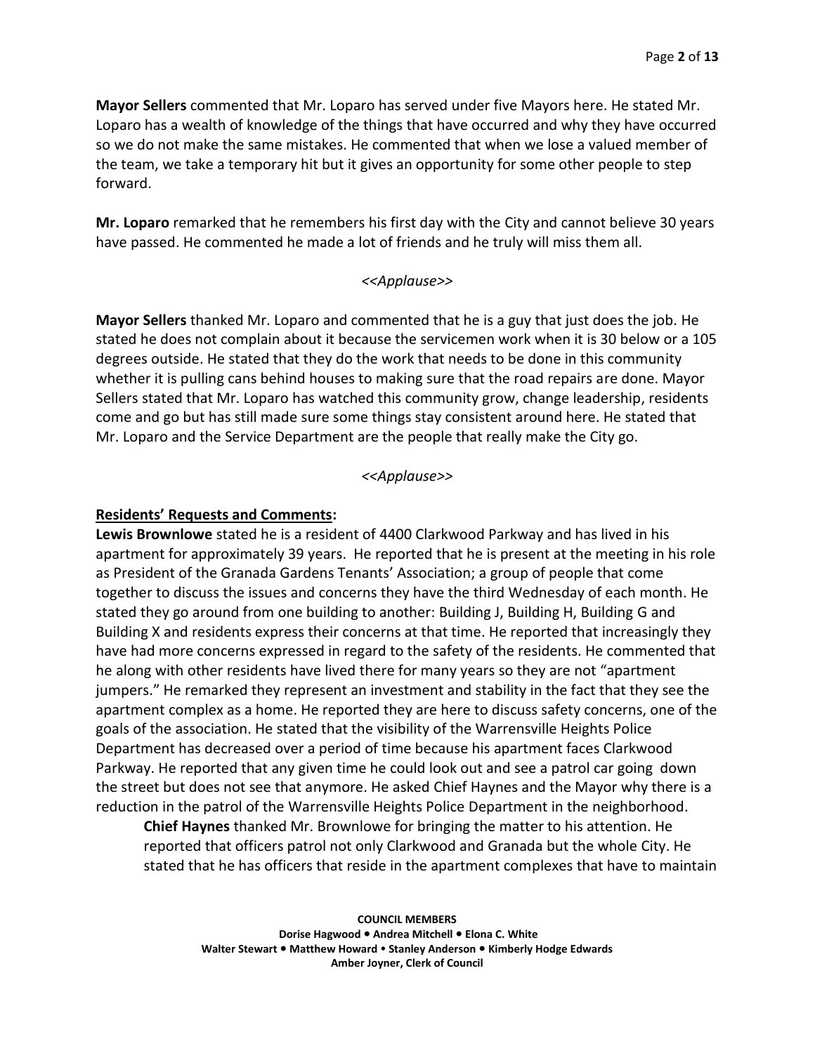**Mayor Sellers** commented that Mr. Loparo has served under five Mayors here. He stated Mr. Loparo has a wealth of knowledge of the things that have occurred and why they have occurred so we do not make the same mistakes. He commented that when we lose a valued member of the team, we take a temporary hit but it gives an opportunity for some other people to step forward.

**Mr. Loparo** remarked that he remembers his first day with the City and cannot believe 30 years have passed. He commented he made a lot of friends and he truly will miss them all.

*<<Applause>>*

**Mayor Sellers** thanked Mr. Loparo and commented that he is a guy that just does the job. He stated he does not complain about it because the servicemen work when it is 30 below or a 105 degrees outside. He stated that they do the work that needs to be done in this community whether it is pulling cans behind houses to making sure that the road repairs are done. Mayor Sellers stated that Mr. Loparo has watched this community grow, change leadership, residents come and go but has still made sure some things stay consistent around here. He stated that Mr. Loparo and the Service Department are the people that really make the City go.

*<<Applause>>*

**Residents' Requests and Comments:**

**Lewis Brownlowe** stated he is a resident of 4400 Clarkwood Parkway and has lived in his apartment for approximately 39 years. He reported that he is present at the meeting in his role as President of the Granada Gardens Tenants' Association; a group of people that come together to discuss the issues and concerns they have the third Wednesday of each month. He stated they go around from one building to another: Building J, Building H, Building G and Building X and residents express their concerns at that time. He reported that increasingly they have had more concerns expressed in regard to the safety of the residents. He commented that he along with other residents have lived there for many years so they are not "apartment jumpers." He remarked they represent an investment and stability in the fact that they see the apartment complex as a home. He reported they are here to discuss safety concerns, one of the goals of the association. He stated that the visibility of the Warrensville Heights Police Department has decreased over a period of time because his apartment faces Clarkwood Parkway. He reported that any given time he could look out and see a patrol car going down the street but does not see that anymore. He asked Chief Haynes and the Mayor why there is a reduction in the patrol of the Warrensville Heights Police Department in the neighborhood.

> **Chief Haynes** thanked Mr. Brownlowe for bringing the matter to his attention. He reported that officers patrol not only Clarkwood and Granada but the whole City. He stated that he has officers that reside in the apartment complexes that have to maintain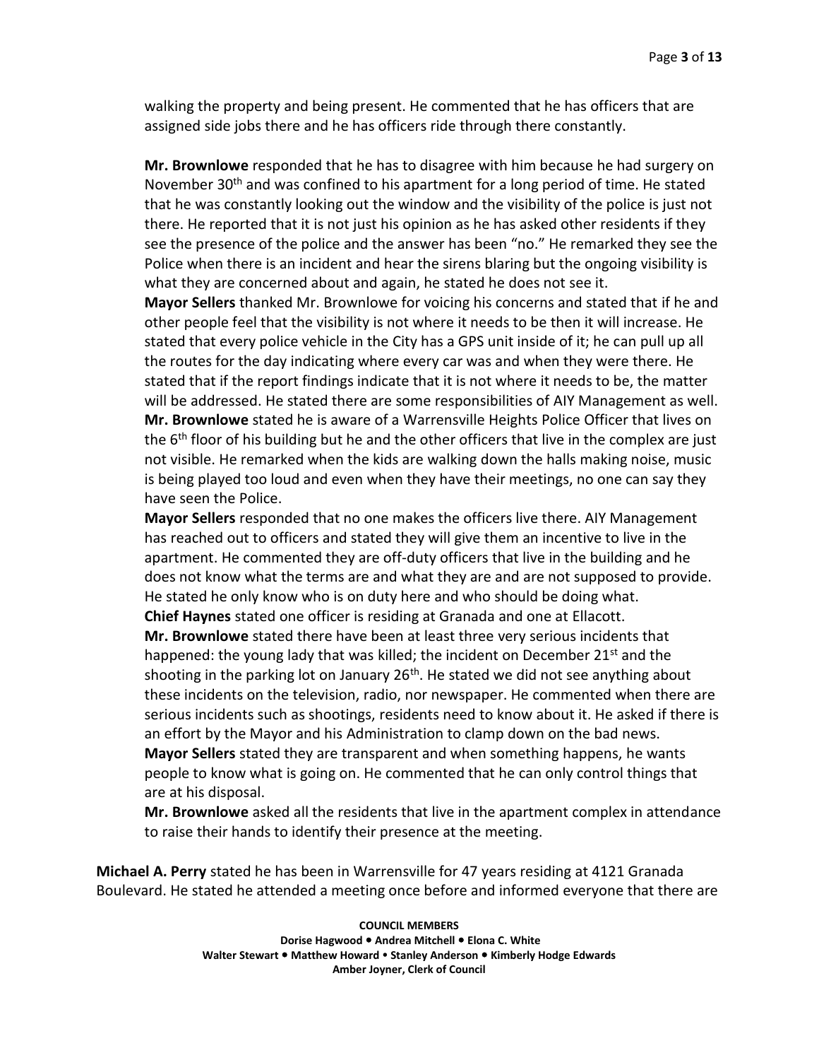walking the property and being present. He commented that he has officers that are assigned side jobs there and he has officers ride through there constantly.

**Mr. Brownlowe** responded that he has to disagree with him because he had surgery on November 30th and was confined to his apartment for a long period of time. He stated that he was constantly looking out the window and the visibility of the police is just not there. He reported that it is not just his opinion as he has asked other residents if they see the presence of the police and the answer has been "no." He remarked they see the Police when there is an incident and hear the sirens blaring but the ongoing visibility is what they are concerned about and again, he stated he does not see it.

**Mayor Sellers** thanked Mr. Brownlowe for voicing his concerns and stated that if he and other people feel that the visibility is not where it needs to be then it will increase. He stated that every police vehicle in the City has a GPS unit inside of it; he can pull up all the routes for the day indicating where every car was and when they were there. He stated that if the report findings indicate that it is not where it needs to be, the matter will be addressed. He stated there are some responsibilities of AIY Management as well.

**Mr. Brownlowe** stated he is aware of a Warrensville Heights Police Officer that lives on the 6th floor of his building but he and the other officers that live in the complex are just not visible. He remarked when the kids are walking down the halls making noise, music is being played too loud and even when they have their meetings, no one can say they have seen the Police.

**Mayor Sellers** responded that no one makes the officers live there. AIY Management has reached out to officers and stated they will give them an incentive to live in the apartment. He commented they are off-duty officers that live in the building and he does not know what the terms are and what they are and are not supposed to provide. He stated he only know who is on duty here and who should be doing what.

**Chief Haynes** stated one officer is residing at Granada and one at Ellacott.

**Mr. Brownlowe** stated there have been at least three very serious incidents that happened: the young lady that was killed; the incident on December 21st and the shooting in the parking lot on January 26th. He stated we did not see anything about these incidents on the television, radio, nor newspaper. He commented when there are serious incidents such as shootings, residents need to know about it. He asked if there is an effort by the Mayor and his Administration to clamp down on the bad news.

**Mayor Sellers** stated they are transparent and when something happens, he wants people to know what is going on. He commented that he can only control things that are at his disposal.

**Mr. Brownlowe** asked all the residents that live in the apartment complex in attendance to raise their hands to identify their presence at the meeting.

**Michael A. Perry** stated he has been in Warrensville for 47 years residing at 4121 Granada Boulevard. He stated he attended a meeting once before and informed everyone that there are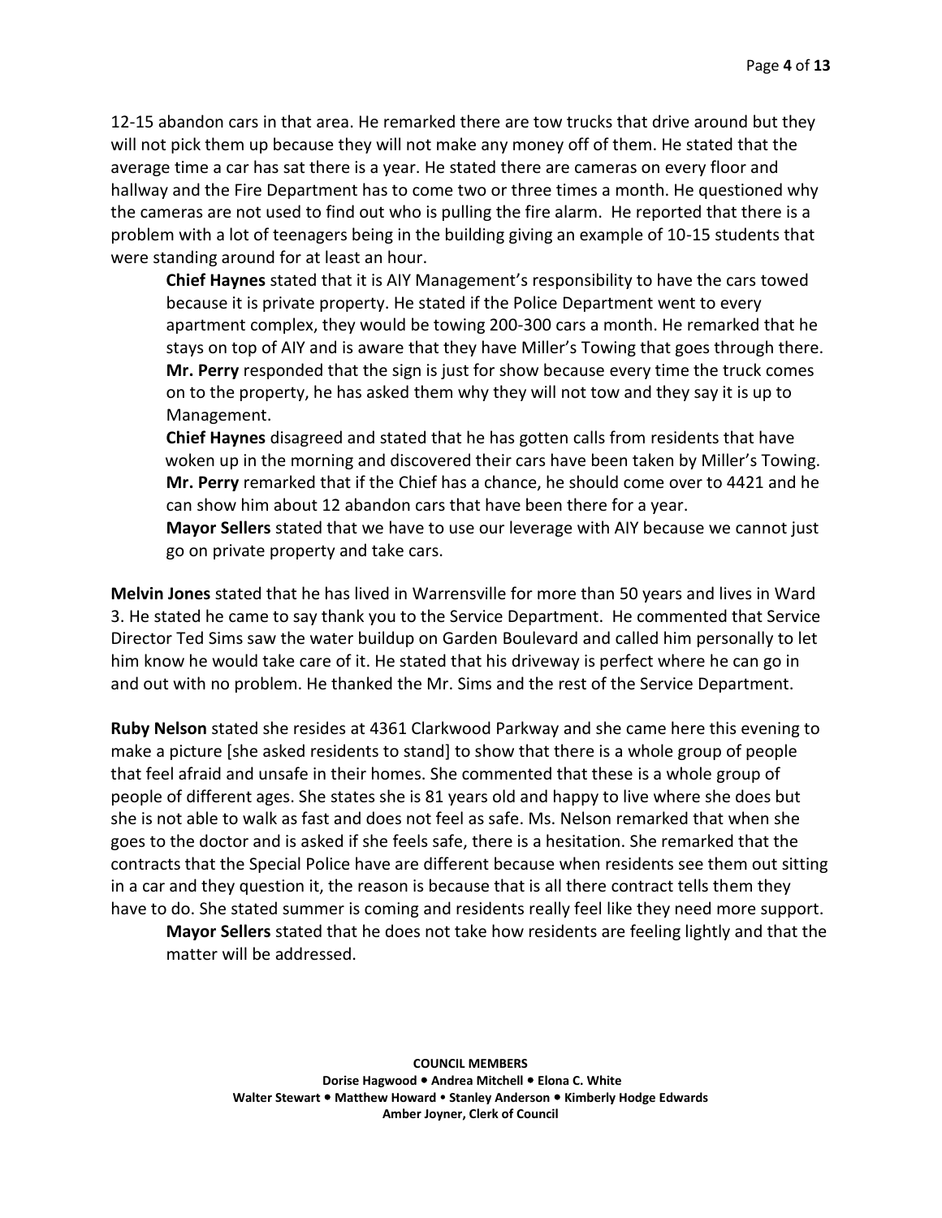12-15 abandon cars in that area. He remarked there are tow trucks that drive around but they will not pick them up because they will not make any money off of them. He stated that the average time a car has sat there is a year. He stated there are cameras on every floor and hallway and the Fire Department has to come two or three times a month. He questioned why the cameras are not used to find out who is pulling the fire alarm. He reported that there is a problem with a lot of teenagers being in the building giving an example of 10-15 students that were standing around for at least an hour.

> **Chief Haynes** stated that it is AIY Management's responsibility to have the cars towed because it is private property. He stated if the Police Department went to every apartment complex, they would be towing 200-300 cars a month. He remarked that he stays on top of AIY and is aware that they have Miller's Towing that goes through there.
>
> **Mr. Perry** responded that the sign is just for show because every time the truck comes on to the property, he has asked them why they will not tow and they say it is up to Management.
>
> **Chief Haynes** disagreed and stated that he has gotten calls from residents that have woken up in the morning and discovered their cars have been taken by Miller's Towing.
>
> **Mr. Perry** remarked that if the Chief has a chance, he should come over to 4421 and he can show him about 12 abandon cars that have been there for a year.
>
> **Mayor Sellers** stated that we have to use our leverage with AIY because we cannot just go on private property and take cars.

**Melvin Jones** stated that he has lived in Warrensville for more than 50 years and lives in Ward 3. He stated he came to say thank you to the Service Department. He commented that Service Director Ted Sims saw the water buildup on Garden Boulevard and called him personally to let him know he would take care of it. He stated that his driveway is perfect where he can go in and out with no problem. He thanked the Mr. Sims and the rest of the Service Department.

**Ruby Nelson** stated she resides at 4361 Clarkwood Parkway and she came here this evening to make a picture [she asked residents to stand] to show that there is a whole group of people that feel afraid and unsafe in their homes. She commented that these is a whole group of people of different ages. She states she is 81 years old and happy to live where she does but she is not able to walk as fast and does not feel as safe. Ms. Nelson remarked that when she goes to the doctor and is asked if she feels safe, there is a hesitation. She remarked that the contracts that the Special Police have are different because when residents see them out sitting in a car and they question it, the reason is because that is all there contract tells them they have to do. She stated summer is coming and residents really feel like they need more support.

> **Mayor Sellers** stated that he does not take how residents are feeling lightly and that the matter will be addressed.

**COUNCIL MEMBERS**
**Dorise Hagwood • Andrea Mitchell • Elona C. White**
**Walter Stewart • Matthew Howard • Stanley Anderson • Kimberly Hodge Edwards**
**Amber Joyner, Clerk of Council**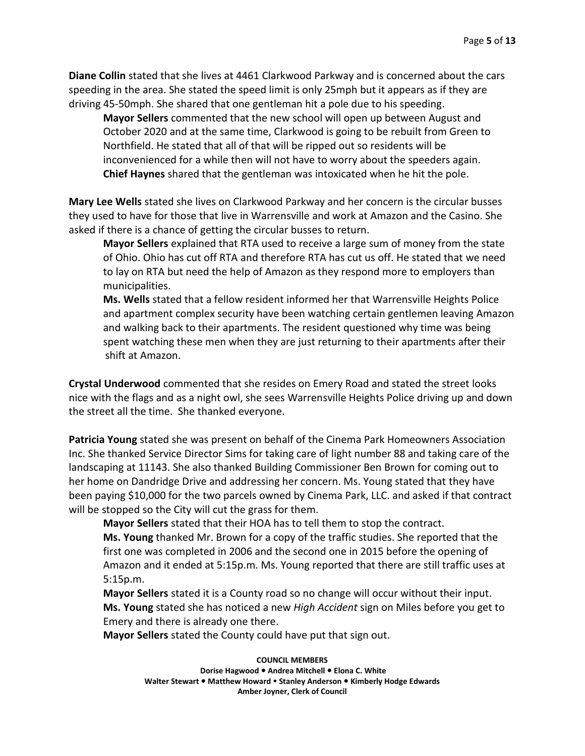**Diane Collin** stated that she lives at 4461 Clarkwood Parkway and is concerned about the cars speeding in the area. She stated the speed limit is only 25mph but it appears as if they are driving 45-50mph. She shared that one gentleman hit a pole due to his speeding.

> **Mayor Sellers** commented that the new school will open up between August and October 2020 and at the same time, Clarkwood is going to be rebuilt from Green to Northfield. He stated that all of that will be ripped out so residents will be inconvenienced for a while then will not have to worry about the speeders again.
> **Chief Haynes** shared that the gentleman was intoxicated when he hit the pole.

**Mary Lee Wells** stated she lives on Clarkwood Parkway and her concern is the circular busses they used to have for those that live in Warrensville and work at Amazon and the Casino. She asked if there is a chance of getting the circular busses to return.

> **Mayor Sellers** explained that RTA used to receive a large sum of money from the state of Ohio. Ohio has cut off RTA and therefore RTA has cut us off. He stated that we need to lay on RTA but need the help of Amazon as they respond more to employers than municipalities.
> **Ms. Wells** stated that a fellow resident informed her that Warrensville Heights Police and apartment complex security have been watching certain gentlemen leaving Amazon and walking back to their apartments. The resident questioned why time was being spent watching these men when they are just returning to their apartments after their shift at Amazon.

**Crystal Underwood** commented that she resides on Emery Road and stated the street looks nice with the flags and as a night owl, she sees Warrensville Heights Police driving up and down the street all the time. She thanked everyone.

**Patricia Young** stated she was present on behalf of the Cinema Park Homeowners Association Inc. She thanked Service Director Sims for taking care of light number 88 and taking care of the landscaping at 11143. She also thanked Building Commissioner Ben Brown for coming out to her home on Dandridge Drive and addressing her concern. Ms. Young stated that they have been paying $10,000 for the two parcels owned by Cinema Park, LLC. and asked if that contract will be stopped so the City will cut the grass for them.

> **Mayor Sellers** stated that their HOA has to tell them to stop the contract.
> **Ms. Young** thanked Mr. Brown for a copy of the traffic studies. She reported that the first one was completed in 2006 and the second one in 2015 before the opening of Amazon and it ended at 5:15p.m. Ms. Young reported that there are still traffic uses at 5:15p.m.
> **Mayor Sellers** stated it is a County road so no change will occur without their input.
> **Ms. Young** stated she has noticed a new *High Accident* sign on Miles before you get to Emery and there is already one there.
> **Mayor Sellers** stated the County could have put that sign out.

**COUNCIL MEMBERS**
**Dorise Hagwood • Andrea Mitchell • Elona C. White**
**Walter Stewart • Matthew Howard • Stanley Anderson • Kimberly Hodge Edwards**
**Amber Joyner, Clerk of Council**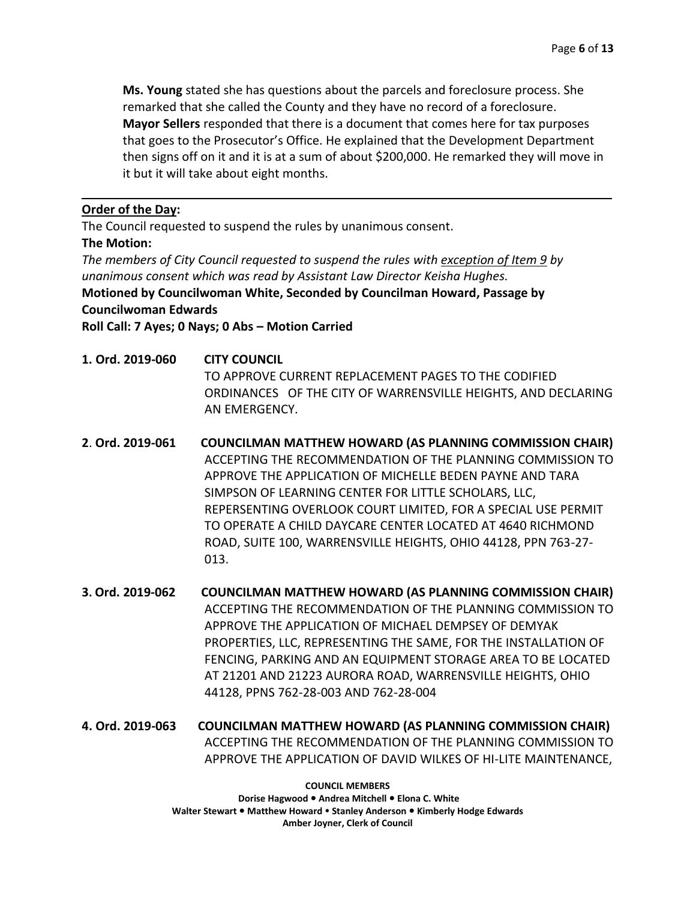**Ms. Young** stated she has questions about the parcels and foreclosure process. She remarked that she called the County and they have no record of a foreclosure. **Mayor Sellers** responded that there is a document that comes here for tax purposes that goes to the Prosecutor's Office. He explained that the Development Department then signs off on it and it is at a sum of about $200,000. He remarked they will move in it but it will take about eight months.

---

**Order of the Day:**

The Council requested to suspend the rules by unanimous consent.

**The Motion:**

*The members of City Council requested to suspend the rules with exception of Item 9 by unanimous consent which was read by Assistant Law Director Keisha Hughes.*

**Motioned by Councilwoman White, Seconded by Councilman Howard, Passage by Councilwoman Edwards**

**Roll Call: 7 Ayes; 0 Nays; 0 Abs – Motion Carried**

**1. Ord. 2019-060 CITY COUNCIL**
TO APPROVE CURRENT REPLACEMENT PAGES TO THE CODIFIED ORDINANCES OF THE CITY OF WARRENSVILLE HEIGHTS, AND DECLARING AN EMERGENCY.

**2. Ord. 2019-061 COUNCILMAN MATTHEW HOWARD (AS PLANNING COMMISSION CHAIR)**
ACCEPTING THE RECOMMENDATION OF THE PLANNING COMMISSION TO APPROVE THE APPLICATION OF MICHELLE BEDEN PAYNE AND TARA SIMPSON OF LEARNING CENTER FOR LITTLE SCHOLARS, LLC, REPERSENTING OVERLOOK COURT LIMITED, FOR A SPECIAL USE PERMIT TO OPERATE A CHILD DAYCARE CENTER LOCATED AT 4640 RICHMOND ROAD, SUITE 100, WARRENSVILLE HEIGHTS, OHIO 44128, PPN 763-27-013.

**3. Ord. 2019-062 COUNCILMAN MATTHEW HOWARD (AS PLANNING COMMISSION CHAIR)**
ACCEPTING THE RECOMMENDATION OF THE PLANNING COMMISSION TO APPROVE THE APPLICATION OF MICHAEL DEMPSEY OF DEMYAK PROPERTIES, LLC, REPRESENTING THE SAME, FOR THE INSTALLATION OF FENCING, PARKING AND AN EQUIPMENT STORAGE AREA TO BE LOCATED AT 21201 AND 21223 AURORA ROAD, WARRENSVILLE HEIGHTS, OHIO 44128, PPNS 762-28-003 AND 762-28-004

**4. Ord. 2019-063 COUNCILMAN MATTHEW HOWARD (AS PLANNING COMMISSION CHAIR)**
ACCEPTING THE RECOMMENDATION OF THE PLANNING COMMISSION TO APPROVE THE APPLICATION OF DAVID WILKES OF HI-LITE MAINTENANCE,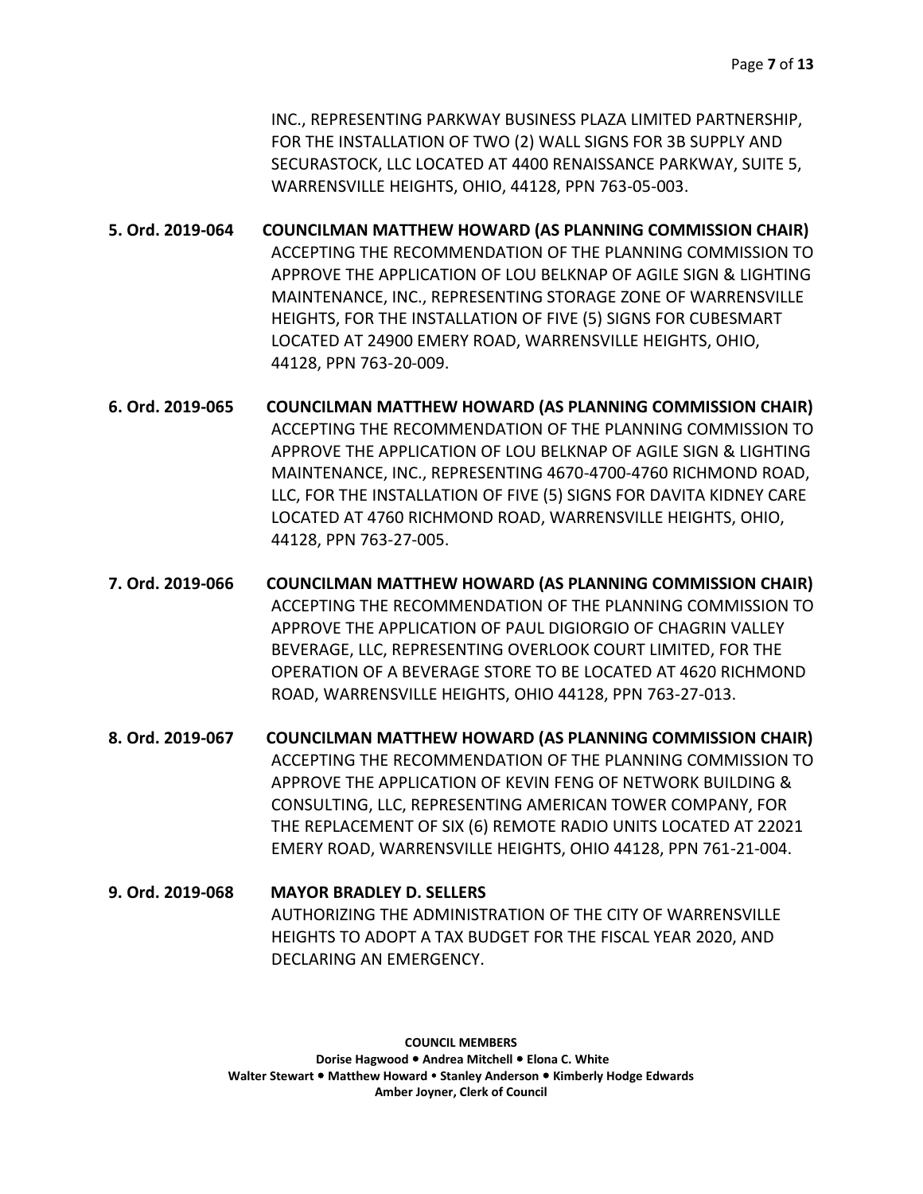INC., REPRESENTING PARKWAY BUSINESS PLAZA LIMITED PARTNERSHIP, FOR THE INSTALLATION OF TWO (2) WALL SIGNS FOR 3B SUPPLY AND SECURASTOCK, LLC LOCATED AT 4400 RENAISSANCE PARKWAY, SUITE 5, WARRENSVILLE HEIGHTS, OHIO, 44128, PPN 763-05-003.

**5. Ord. 2019-064 COUNCILMAN MATTHEW HOWARD (AS PLANNING COMMISSION CHAIR)**
ACCEPTING THE RECOMMENDATION OF THE PLANNING COMMISSION TO APPROVE THE APPLICATION OF LOU BELKNAP OF AGILE SIGN & LIGHTING MAINTENANCE, INC., REPRESENTING STORAGE ZONE OF WARRENSVILLE HEIGHTS, FOR THE INSTALLATION OF FIVE (5) SIGNS FOR CUBESMART LOCATED AT 24900 EMERY ROAD, WARRENSVILLE HEIGHTS, OHIO, 44128, PPN 763-20-009.

**6. Ord. 2019-065 COUNCILMAN MATTHEW HOWARD (AS PLANNING COMMISSION CHAIR)**
ACCEPTING THE RECOMMENDATION OF THE PLANNING COMMISSION TO APPROVE THE APPLICATION OF LOU BELKNAP OF AGILE SIGN & LIGHTING MAINTENANCE, INC., REPRESENTING 4670-4700-4760 RICHMOND ROAD, LLC, FOR THE INSTALLATION OF FIVE (5) SIGNS FOR DAVITA KIDNEY CARE LOCATED AT 4760 RICHMOND ROAD, WARRENSVILLE HEIGHTS, OHIO, 44128, PPN 763-27-005.

**7. Ord. 2019-066 COUNCILMAN MATTHEW HOWARD (AS PLANNING COMMISSION CHAIR)**
ACCEPTING THE RECOMMENDATION OF THE PLANNING COMMISSION TO APPROVE THE APPLICATION OF PAUL DIGIORGIO OF CHAGRIN VALLEY BEVERAGE, LLC, REPRESENTING OVERLOOK COURT LIMITED, FOR THE OPERATION OF A BEVERAGE STORE TO BE LOCATED AT 4620 RICHMOND ROAD, WARRENSVILLE HEIGHTS, OHIO 44128, PPN 763-27-013.

**8. Ord. 2019-067 COUNCILMAN MATTHEW HOWARD (AS PLANNING COMMISSION CHAIR)**
ACCEPTING THE RECOMMENDATION OF THE PLANNING COMMISSION TO APPROVE THE APPLICATION OF KEVIN FENG OF NETWORK BUILDING & CONSULTING, LLC, REPRESENTING AMERICAN TOWER COMPANY, FOR THE REPLACEMENT OF SIX (6) REMOTE RADIO UNITS LOCATED AT 22021 EMERY ROAD, WARRENSVILLE HEIGHTS, OHIO 44128, PPN 761-21-004.

**9. Ord. 2019-068 MAYOR BRADLEY D. SELLERS**
AUTHORIZING THE ADMINISTRATION OF THE CITY OF WARRENSVILLE HEIGHTS TO ADOPT A TAX BUDGET FOR THE FISCAL YEAR 2020, AND DECLARING AN EMERGENCY.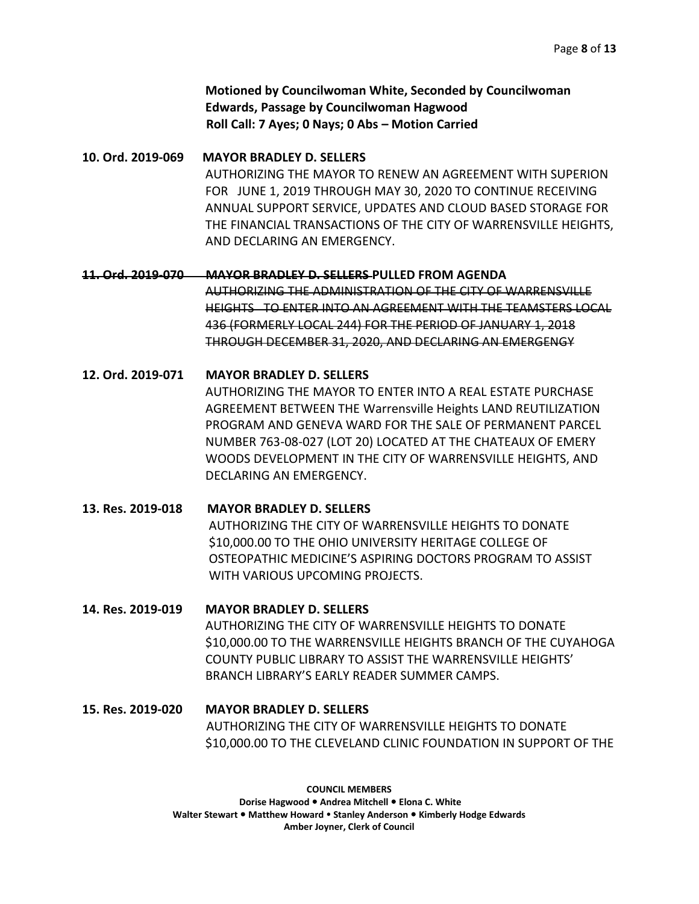**Motioned by Councilwoman White, Seconded by Councilwoman Edwards, Passage by Councilwoman Hagwood**
**Roll Call: 7 Ayes; 0 Nays; 0 Abs – Motion Carried**

**10. Ord. 2019-069 MAYOR BRADLEY D. SELLERS**

AUTHORIZING THE MAYOR TO RENEW AN AGREEMENT WITH SUPERION FOR JUNE 1, 2019 THROUGH MAY 30, 2020 TO CONTINUE RECEIVING ANNUAL SUPPORT SERVICE, UPDATES AND CLOUD BASED STORAGE FOR THE FINANCIAL TRANSACTIONS OF THE CITY OF WARRENSVILLE HEIGHTS, AND DECLARING AN EMERGENCY.

**~~11. Ord. 2019-070 MAYOR BRADLEY D. SELLERS~~ PULLED FROM AGENDA**

~~AUTHORIZING THE ADMINISTRATION OF THE CITY OF WARRENSVILLE HEIGHTS TO ENTER INTO AN AGREEMENT WITH THE TEAMSTERS LOCAL 436 (FORMERLY LOCAL 244) FOR THE PERIOD OF JANUARY 1, 2018 THROUGH DECEMBER 31, 2020, AND DECLARING AN EMERGENGY~~

**12. Ord. 2019-071 MAYOR BRADLEY D. SELLERS**

AUTHORIZING THE MAYOR TO ENTER INTO A REAL ESTATE PURCHASE AGREEMENT BETWEEN THE Warrensville Heights LAND REUTILIZATION PROGRAM AND GENEVA WARD FOR THE SALE OF PERMANENT PARCEL NUMBER 763-08-027 (LOT 20) LOCATED AT THE CHATEAUX OF EMERY WOODS DEVELOPMENT IN THE CITY OF WARRENSVILLE HEIGHTS, AND DECLARING AN EMERGENCY.

**13. Res. 2019-018 MAYOR BRADLEY D. SELLERS**

AUTHORIZING THE CITY OF WARRENSVILLE HEIGHTS TO DONATE $10,000.00 TO THE OHIO UNIVERSITY HERITAGE COLLEGE OF OSTEOPATHIC MEDICINE'S ASPIRING DOCTORS PROGRAM TO ASSIST WITH VARIOUS UPCOMING PROJECTS.

**14. Res. 2019-019 MAYOR BRADLEY D. SELLERS**

AUTHORIZING THE CITY OF WARRENSVILLE HEIGHTS TO DONATE $10,000.00 TO THE WARRENSVILLE HEIGHTS BRANCH OF THE CUYAHOGA COUNTY PUBLIC LIBRARY TO ASSIST THE WARRENSVILLE HEIGHTS' BRANCH LIBRARY'S EARLY READER SUMMER CAMPS.

**15. Res. 2019-020 MAYOR BRADLEY D. SELLERS**

AUTHORIZING THE CITY OF WARRENSVILLE HEIGHTS TO DONATE $10,000.00 TO THE CLEVELAND CLINIC FOUNDATION IN SUPPORT OF THE

**COUNCIL MEMBERS**
**Dorise Hagwood • Andrea Mitchell • Elona C. White**
**Walter Stewart • Matthew Howard • Stanley Anderson • Kimberly Hodge Edwards**
**Amber Joyner, Clerk of Council**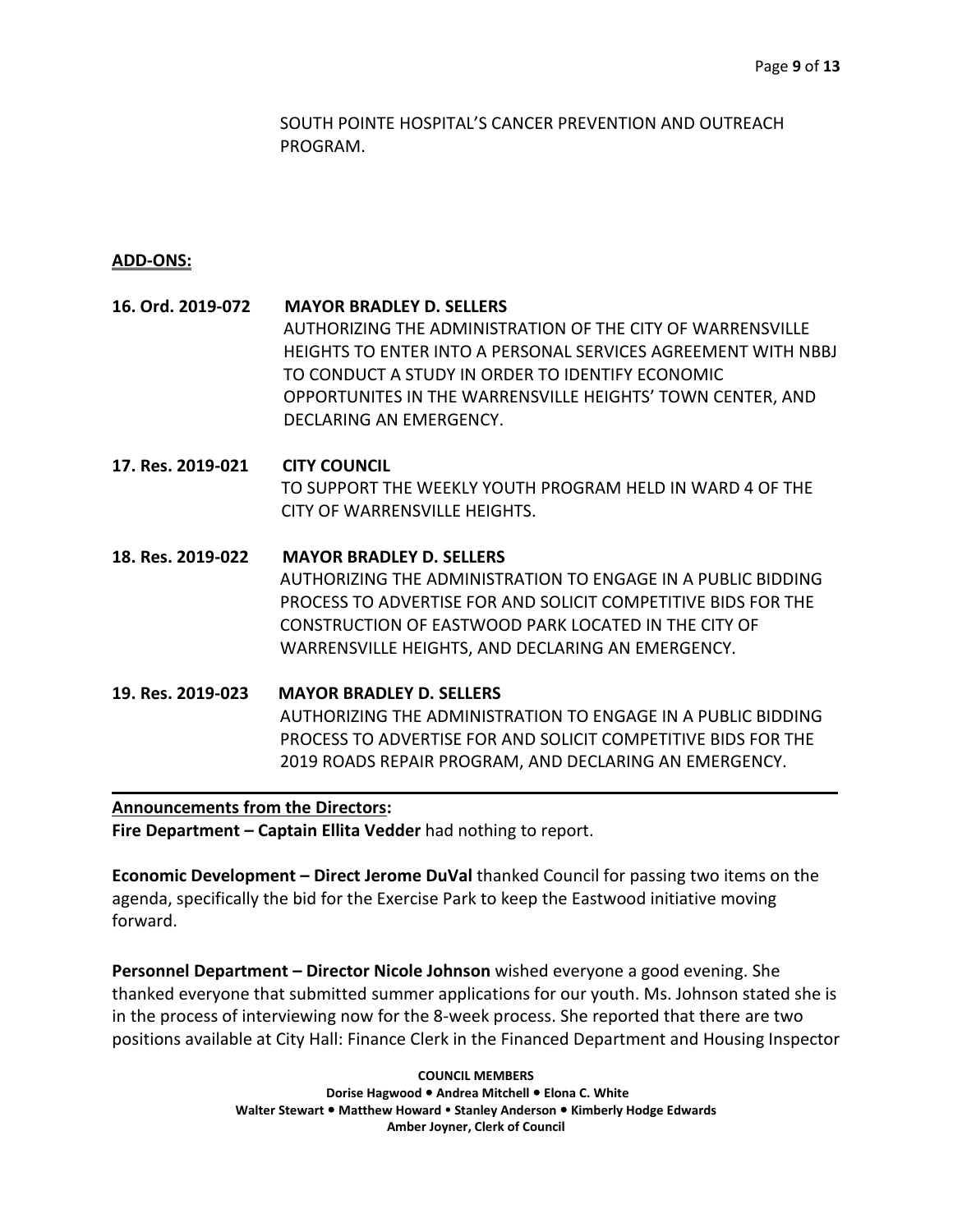SOUTH POINTE HOSPITAL'S CANCER PREVENTION AND OUTREACH PROGRAM.

**ADD-ONS:**

**16. Ord. 2019-072 MAYOR BRADLEY D. SELLERS**
AUTHORIZING THE ADMINISTRATION OF THE CITY OF WARRENSVILLE HEIGHTS TO ENTER INTO A PERSONAL SERVICES AGREEMENT WITH NBBJ TO CONDUCT A STUDY IN ORDER TO IDENTIFY ECONOMIC OPPORTUNITES IN THE WARRENSVILLE HEIGHTS' TOWN CENTER, AND DECLARING AN EMERGENCY.

**17. Res. 2019-021 CITY COUNCIL**
TO SUPPORT THE WEEKLY YOUTH PROGRAM HELD IN WARD 4 OF THE CITY OF WARRENSVILLE HEIGHTS.

**18. Res. 2019-022 MAYOR BRADLEY D. SELLERS**
AUTHORIZING THE ADMINISTRATION TO ENGAGE IN A PUBLIC BIDDING PROCESS TO ADVERTISE FOR AND SOLICIT COMPETITIVE BIDS FOR THE CONSTRUCTION OF EASTWOOD PARK LOCATED IN THE CITY OF WARRENSVILLE HEIGHTS, AND DECLARING AN EMERGENCY.

**19. Res. 2019-023 MAYOR BRADLEY D. SELLERS**
AUTHORIZING THE ADMINISTRATION TO ENGAGE IN A PUBLIC BIDDING PROCESS TO ADVERTISE FOR AND SOLICIT COMPETITIVE BIDS FOR THE 2019 ROADS REPAIR PROGRAM, AND DECLARING AN EMERGENCY.

---

**Announcements from the Directors:**

**Fire Department – Captain Ellita Vedder** had nothing to report.

**Economic Development – Direct Jerome DuVal** thanked Council for passing two items on the agenda, specifically the bid for the Exercise Park to keep the Eastwood initiative moving forward.

**Personnel Department – Director Nicole Johnson** wished everyone a good evening. She thanked everyone that submitted summer applications for our youth. Ms. Johnson stated she is in the process of interviewing now for the 8-week process. She reported that there are two positions available at City Hall: Finance Clerk in the Financed Department and Housing Inspector

**COUNCIL MEMBERS**
**Dorise Hagwood • Andrea Mitchell • Elona C. White**
**Walter Stewart • Matthew Howard • Stanley Anderson • Kimberly Hodge Edwards**
**Amber Joyner, Clerk of Council**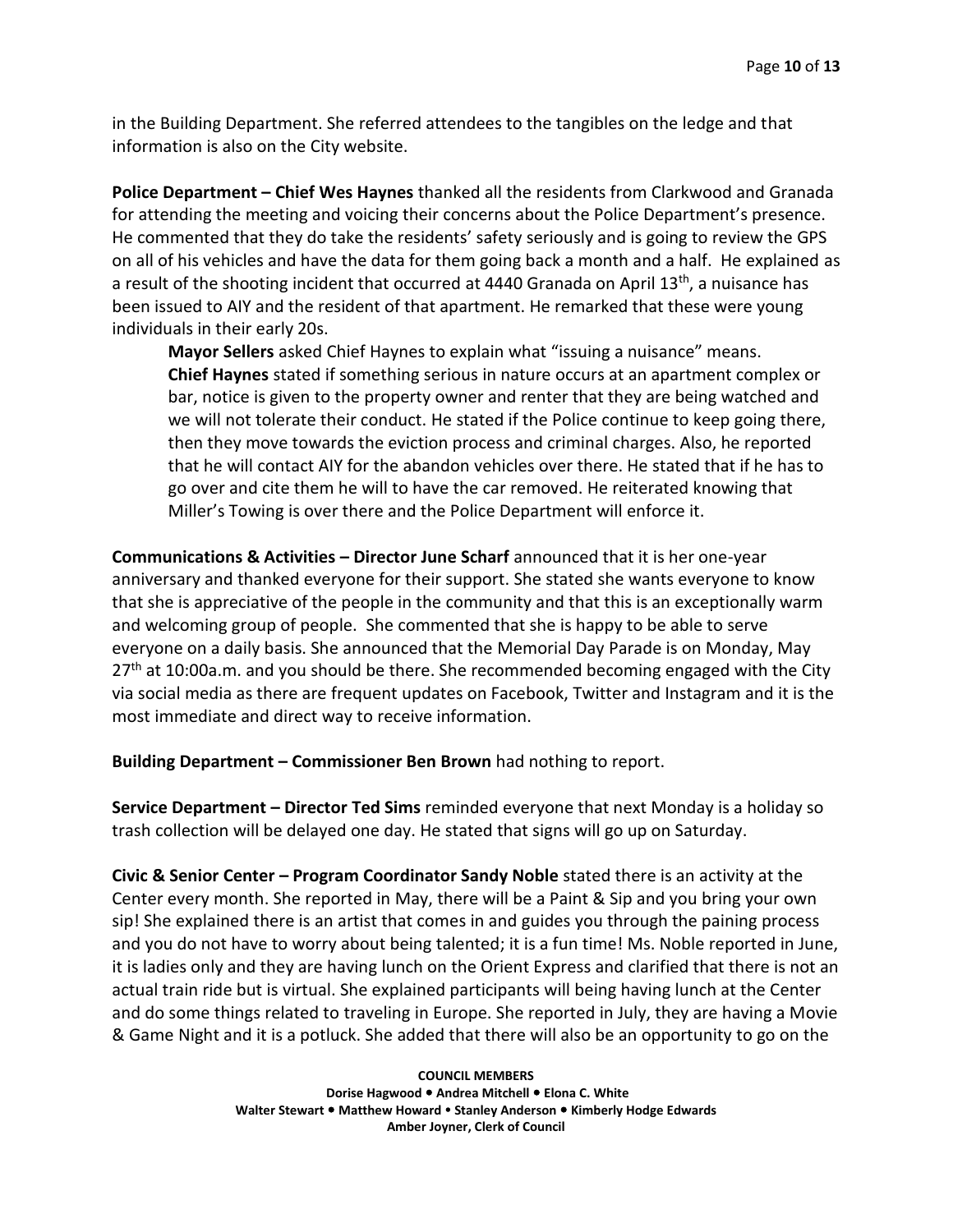in the Building Department. She referred attendees to the tangibles on the ledge and that information is also on the City website.

**Police Department – Chief Wes Haynes** thanked all the residents from Clarkwood and Granada for attending the meeting and voicing their concerns about the Police Department's presence. He commented that they do take the residents' safety seriously and is going to review the GPS on all of his vehicles and have the data for them going back a month and a half. He explained as a result of the shooting incident that occurred at 4440 Granada on April 13th, a nuisance has been issued to AIY and the resident of that apartment. He remarked that these were young individuals in their early 20s.

> **Mayor Sellers** asked Chief Haynes to explain what "issuing a nuisance" means.
> **Chief Haynes** stated if something serious in nature occurs at an apartment complex or bar, notice is given to the property owner and renter that they are being watched and we will not tolerate their conduct. He stated if the Police continue to keep going there, then they move towards the eviction process and criminal charges. Also, he reported that he will contact AIY for the abandon vehicles over there. He stated that if he has to go over and cite them he will to have the car removed. He reiterated knowing that Miller's Towing is over there and the Police Department will enforce it.

**Communications & Activities – Director June Scharf** announced that it is her one-year anniversary and thanked everyone for their support. She stated she wants everyone to know that she is appreciative of the people in the community and that this is an exceptionally warm and welcoming group of people. She commented that she is happy to be able to serve everyone on a daily basis. She announced that the Memorial Day Parade is on Monday, May 27th at 10:00a.m. and you should be there. She recommended becoming engaged with the City via social media as there are frequent updates on Facebook, Twitter and Instagram and it is the most immediate and direct way to receive information.

**Building Department – Commissioner Ben Brown** had nothing to report.

**Service Department – Director Ted Sims** reminded everyone that next Monday is a holiday so trash collection will be delayed one day. He stated that signs will go up on Saturday.

**Civic & Senior Center – Program Coordinator Sandy Noble** stated there is an activity at the Center every month. She reported in May, there will be a Paint & Sip and you bring your own sip! She explained there is an artist that comes in and guides you through the paining process and you do not have to worry about being talented; it is a fun time! Ms. Noble reported in June, it is ladies only and they are having lunch on the Orient Express and clarified that there is not an actual train ride but is virtual. She explained participants will being having lunch at the Center and do some things related to traveling in Europe. She reported in July, they are having a Movie & Game Night and it is a potluck. She added that there will also be an opportunity to go on the

**COUNCIL MEMBERS**
**Dorise Hagwood • Andrea Mitchell • Elona C. White**
**Walter Stewart • Matthew Howard • Stanley Anderson • Kimberly Hodge Edwards**
**Amber Joyner, Clerk of Council**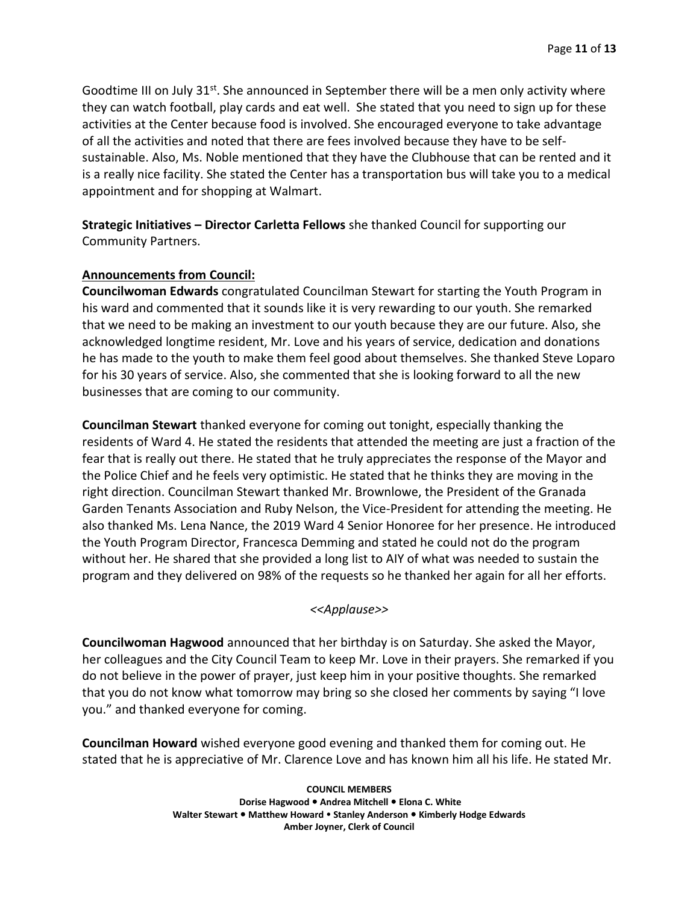Goodtime III on July 31st. She announced in September there will be a men only activity where they can watch football, play cards and eat well. She stated that you need to sign up for these activities at the Center because food is involved. She encouraged everyone to take advantage of all the activities and noted that there are fees involved because they have to be self-sustainable. Also, Ms. Noble mentioned that they have the Clubhouse that can be rented and it is a really nice facility. She stated the Center has a transportation bus will take you to a medical appointment and for shopping at Walmart.

**Strategic Initiatives – Director Carletta Fellows** she thanked Council for supporting our Community Partners.

**Announcements from Council:**

**Councilwoman Edwards** congratulated Councilman Stewart for starting the Youth Program in his ward and commented that it sounds like it is very rewarding to our youth. She remarked that we need to be making an investment to our youth because they are our future. Also, she acknowledged longtime resident, Mr. Love and his years of service, dedication and donations he has made to the youth to make them feel good about themselves. She thanked Steve Loparo for his 30 years of service. Also, she commented that she is looking forward to all the new businesses that are coming to our community.

**Councilman Stewart** thanked everyone for coming out tonight, especially thanking the residents of Ward 4. He stated the residents that attended the meeting are just a fraction of the fear that is really out there. He stated that he truly appreciates the response of the Mayor and the Police Chief and he feels very optimistic. He stated that he thinks they are moving in the right direction. Councilman Stewart thanked Mr. Brownlowe, the President of the Granada Garden Tenants Association and Ruby Nelson, the Vice-President for attending the meeting. He also thanked Ms. Lena Nance, the 2019 Ward 4 Senior Honoree for her presence. He introduced the Youth Program Director, Francesca Demming and stated he could not do the program without her. He shared that she provided a long list to AIY of what was needed to sustain the program and they delivered on 98% of the requests so he thanked her again for all her efforts.

*<<Applause>>*

**Councilwoman Hagwood** announced that her birthday is on Saturday. She asked the Mayor, her colleagues and the City Council Team to keep Mr. Love in their prayers. She remarked if you do not believe in the power of prayer, just keep him in your positive thoughts. She remarked that you do not know what tomorrow may bring so she closed her comments by saying "I love you." and thanked everyone for coming.

**Councilman Howard** wished everyone good evening and thanked them for coming out. He stated that he is appreciative of Mr. Clarence Love and has known him all his life. He stated Mr.

**COUNCIL MEMBERS**
**Dorise Hagwood • Andrea Mitchell • Elona C. White**
**Walter Stewart • Matthew Howard • Stanley Anderson • Kimberly Hodge Edwards**
**Amber Joyner, Clerk of Council**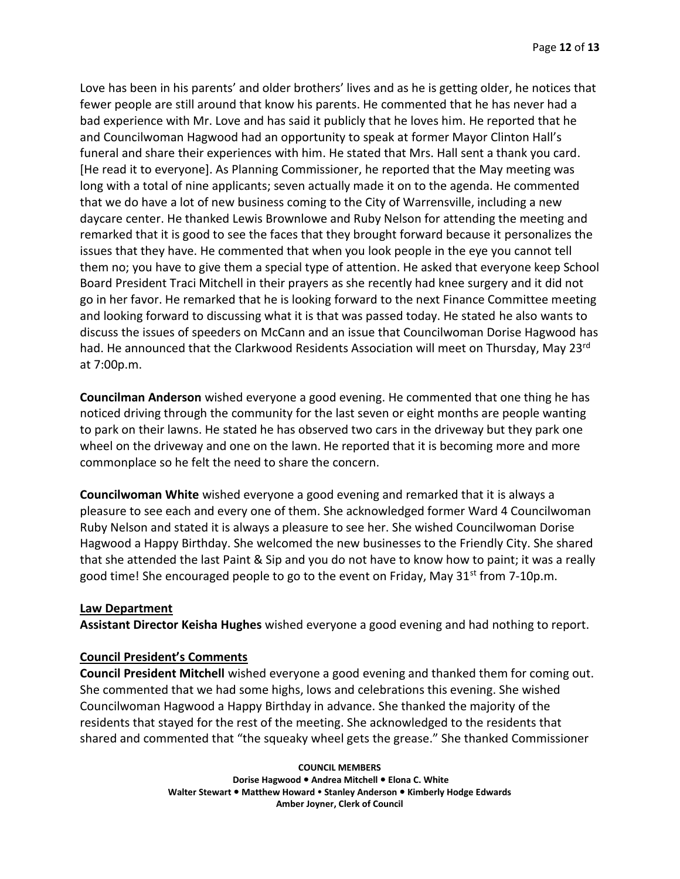Love has been in his parents' and older brothers' lives and as he is getting older, he notices that fewer people are still around that know his parents. He commented that he has never had a bad experience with Mr. Love and has said it publicly that he loves him. He reported that he and Councilwoman Hagwood had an opportunity to speak at former Mayor Clinton Hall's funeral and share their experiences with him. He stated that Mrs. Hall sent a thank you card. [He read it to everyone]. As Planning Commissioner, he reported that the May meeting was long with a total of nine applicants; seven actually made it on to the agenda. He commented that we do have a lot of new business coming to the City of Warrensville, including a new daycare center. He thanked Lewis Brownlowe and Ruby Nelson for attending the meeting and remarked that it is good to see the faces that they brought forward because it personalizes the issues that they have. He commented that when you look people in the eye you cannot tell them no; you have to give them a special type of attention. He asked that everyone keep School Board President Traci Mitchell in their prayers as she recently had knee surgery and it did not go in her favor. He remarked that he is looking forward to the next Finance Committee meeting and looking forward to discussing what it is that was passed today. He stated he also wants to discuss the issues of speeders on McCann and an issue that Councilwoman Dorise Hagwood has had. He announced that the Clarkwood Residents Association will meet on Thursday, May 23rd at 7:00p.m.

**Councilman Anderson** wished everyone a good evening. He commented that one thing he has noticed driving through the community for the last seven or eight months are people wanting to park on their lawns. He stated he has observed two cars in the driveway but they park one wheel on the driveway and one on the lawn. He reported that it is becoming more and more commonplace so he felt the need to share the concern.

**Councilwoman White** wished everyone a good evening and remarked that it is always a pleasure to see each and every one of them. She acknowledged former Ward 4 Councilwoman Ruby Nelson and stated it is always a pleasure to see her. She wished Councilwoman Dorise Hagwood a Happy Birthday. She welcomed the new businesses to the Friendly City. She shared that she attended the last Paint & Sip and you do not have to know how to paint; it was a really good time! She encouraged people to go to the event on Friday, May 31st from 7-10p.m.

## Law Department

**Assistant Director Keisha Hughes** wished everyone a good evening and had nothing to report.

## Council President's Comments

**Council President Mitchell** wished everyone a good evening and thanked them for coming out. She commented that we had some highs, lows and celebrations this evening. She wished Councilwoman Hagwood a Happy Birthday in advance. She thanked the majority of the residents that stayed for the rest of the meeting. She acknowledged to the residents that shared and commented that "the squeaky wheel gets the grease." She thanked Commissioner

**COUNCIL MEMBERS**
**Dorise Hagwood • Andrea Mitchell • Elona C. White**
**Walter Stewart • Matthew Howard • Stanley Anderson • Kimberly Hodge Edwards**
**Amber Joyner, Clerk of Council**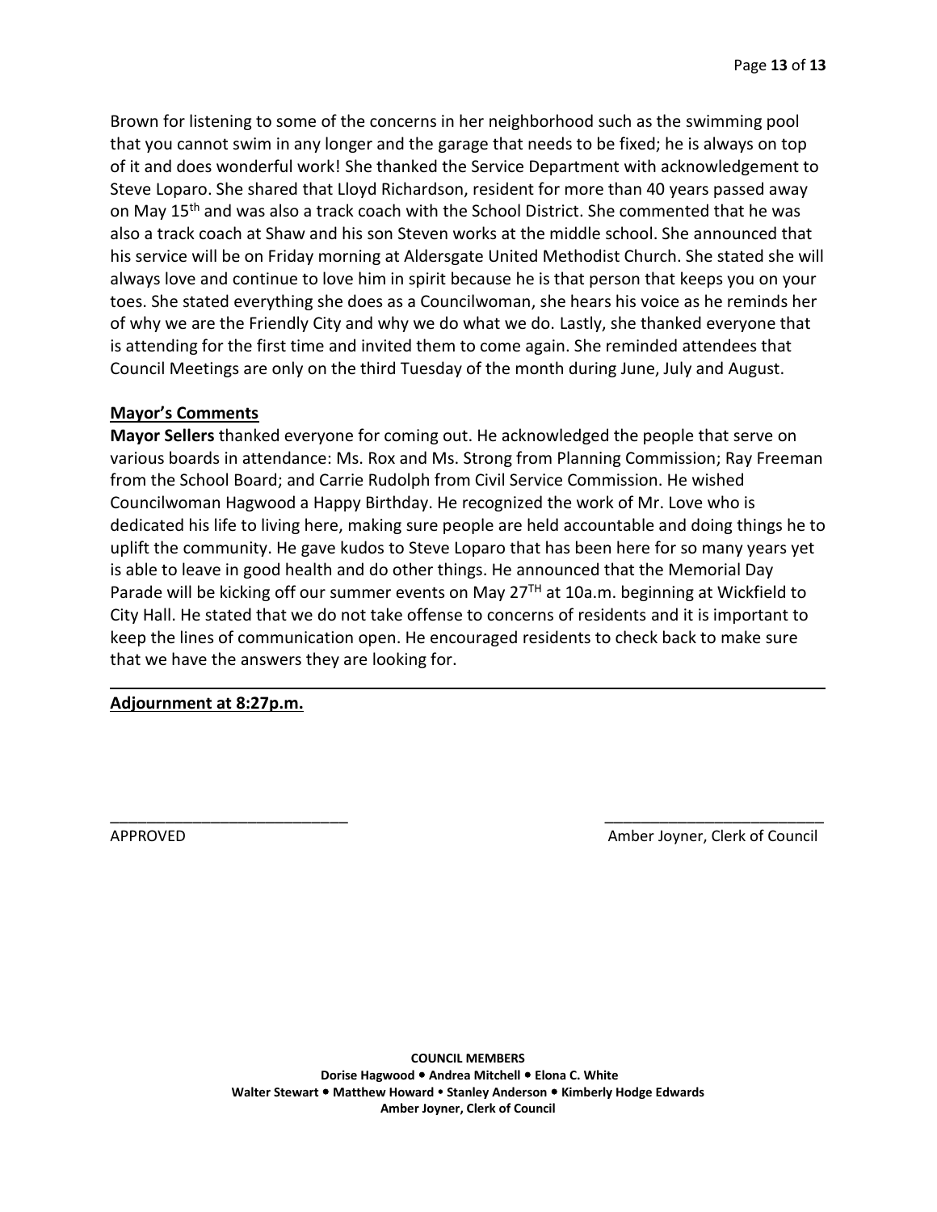Brown for listening to some of the concerns in her neighborhood such as the swimming pool that you cannot swim in any longer and the garage that needs to be fixed; he is always on top of it and does wonderful work! She thanked the Service Department with acknowledgement to Steve Loparo. She shared that Lloyd Richardson, resident for more than 40 years passed away on May 15th and was also a track coach with the School District. She commented that he was also a track coach at Shaw and his son Steven works at the middle school. She announced that his service will be on Friday morning at Aldersgate United Methodist Church. She stated she will always love and continue to love him in spirit because he is that person that keeps you on your toes. She stated everything she does as a Councilwoman, she hears his voice as he reminds her of why we are the Friendly City and why we do what we do. Lastly, she thanked everyone that is attending for the first time and invited them to come again. She reminded attendees that Council Meetings are only on the third Tuesday of the month during June, July and August.

**Mayor's Comments**

**Mayor Sellers** thanked everyone for coming out. He acknowledged the people that serve on various boards in attendance: Ms. Rox and Ms. Strong from Planning Commission; Ray Freeman from the School Board; and Carrie Rudolph from Civil Service Commission. He wished Councilwoman Hagwood a Happy Birthday. He recognized the work of Mr. Love who is dedicated his life to living here, making sure people are held accountable and doing things he to uplift the community. He gave kudos to Steve Loparo that has been here for so many years yet is able to leave in good health and do other things. He announced that the Memorial Day Parade will be kicking off our summer events on May 27TH at 10a.m. beginning at Wickfield to City Hall. He stated that we do not take offense to concerns of residents and it is important to keep the lines of communication open. He encouraged residents to check back to make sure that we have the answers they are looking for.

---

**Adjournment at 8:27p.m.**

\_\_\_\_\_\_\_\_\_\_\_\_\_\_\_\_\_\_\_\_\_\_\_\_\_\_\_\_ \_\_\_\_\_\_\_\_\_\_\_\_\_\_\_\_\_\_\_\_\_\_\_\_\_\_

APPROVED Amber Joyner, Clerk of Council

**COUNCIL MEMBERS**
**Dorise Hagwood • Andrea Mitchell • Elona C. White**
**Walter Stewart • Matthew Howard • Stanley Anderson • Kimberly Hodge Edwards**
**Amber Joyner, Clerk of Council**